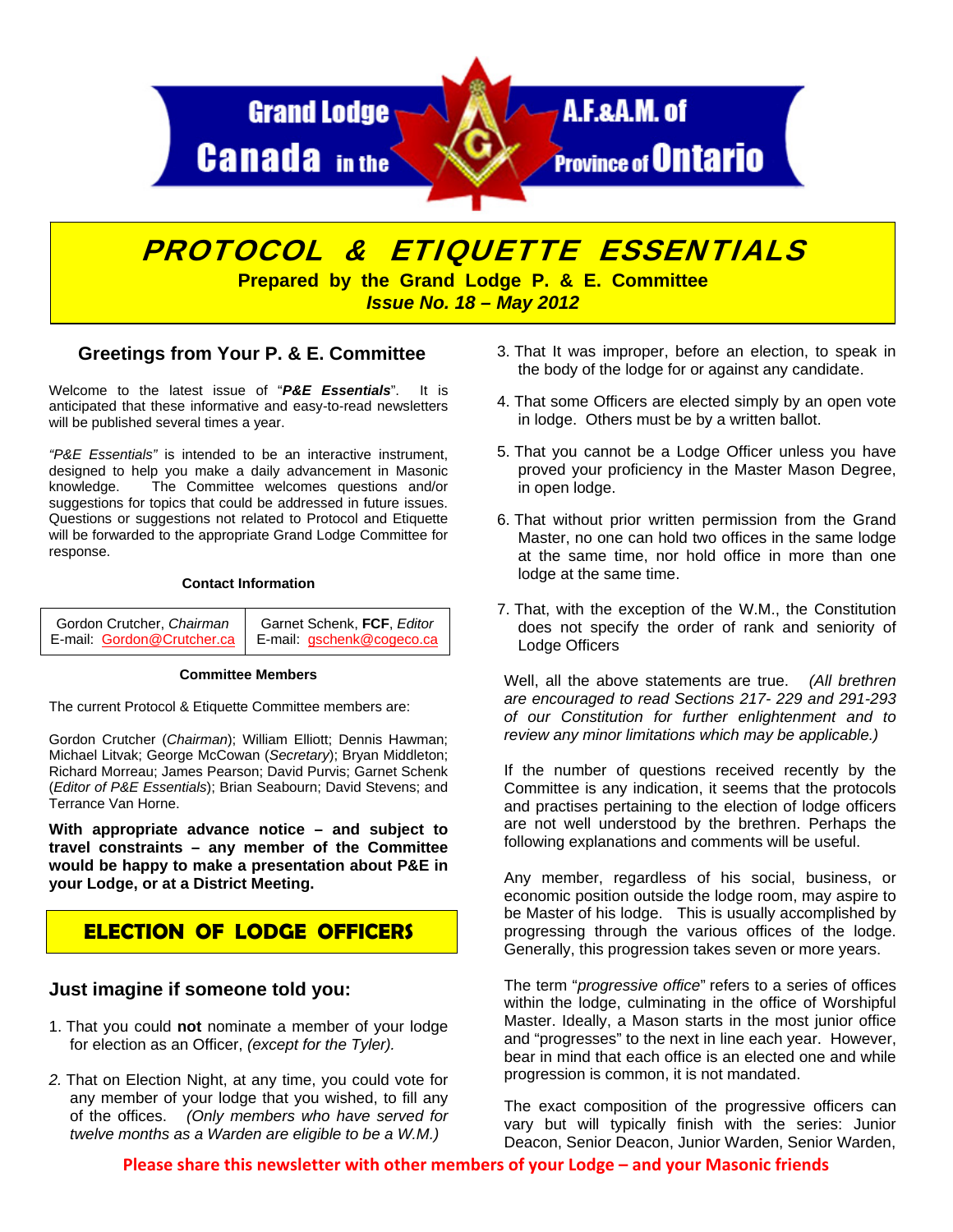Grand Lodge A.F.&A.M. of Canada in the Province of Ontario

# PROTOCOL & ETIQUETTE ESSENTIALS

**Prepared by the Grand Lodge P. & E. Committee**

***Issue No. 18 – May 2012***

## Greetings from Your P. & E. Committee

Welcome to the latest issue of "***P&E Essentials***". It is anticipated that these informative and easy-to-read newsletters will be published several times a year.

*"P&E Essentials"* is intended to be an interactive instrument, designed to help you make a daily advancement in Masonic knowledge. The Committee welcomes questions and/or suggestions for topics that could be addressed in future issues. Questions or suggestions not related to Protocol and Etiquette will be forwarded to the appropriate Grand Lodge Committee for response.

**Contact Information**

| Gordon Crutcher, *Chairman* E-mail: Gordon@Crutcher.ca | Garnet Schenk, **FCF**, *Editor* E-mail: gschenk@cogeco.ca |
|---|---|

**Committee Members**

The current Protocol & Etiquette Committee members are:

Gordon Crutcher (*Chairman*); William Elliott; Dennis Hawman; Michael Litvak; George McCowan (*Secretary*); Bryan Middleton; Richard Morreau; James Pearson; David Purvis; Garnet Schenk (*Editor of P&E Essentials*); Brian Seabourn; David Stevens; and Terrance Van Horne.

**With appropriate advance notice – and subject to travel constraints – any member of the Committee would be happy to make a presentation about P&E in your Lodge, or at a District Meeting.**

## ELECTION OF LODGE OFFICERS

### Just imagine if someone told you:

1. That you could **not** nominate a member of your lodge for election as an Officer, *(except for the Tyler).*
2. That on Election Night, at any time, you could vote for any member of your lodge that you wished, to fill any of the offices. *(Only members who have served for twelve months as a Warden are eligible to be a W.M.)*
3. That It was improper, before an election, to speak in the body of the lodge for or against any candidate.
4. That some Officers are elected simply by an open vote in lodge. Others must be by a written ballot.
5. That you cannot be a Lodge Officer unless you have proved your proficiency in the Master Mason Degree, in open lodge.
6. That without prior written permission from the Grand Master, no one can hold two offices in the same lodge at the same time, nor hold office in more than one lodge at the same time.
7. That, with the exception of the W.M., the Constitution does not specify the order of rank and seniority of Lodge Officers

Well, all the above statements are true. *(All brethren are encouraged to read Sections 217- 229 and 291-293 of our Constitution for further enlightenment and to review any minor limitations which may be applicable.)*

If the number of questions received recently by the Committee is any indication, it seems that the protocols and practises pertaining to the election of lodge officers are not well understood by the brethren. Perhaps the following explanations and comments will be useful.

Any member, regardless of his social, business, or economic position outside the lodge room, may aspire to be Master of his lodge. This is usually accomplished by progressing through the various offices of the lodge. Generally, this progression takes seven or more years.

The term "*progressive office*" refers to a series of offices within the lodge, culminating in the office of Worshipful Master. Ideally, a Mason starts in the most junior office and "progresses" to the next in line each year. However, bear in mind that each office is an elected one and while progression is common, it is not mandated.

The exact composition of the progressive officers can vary but will typically finish with the series: Junior Deacon, Senior Deacon, Junior Warden, Senior Warden,

**Please share this newsletter with other members of your Lodge – and your Masonic friends**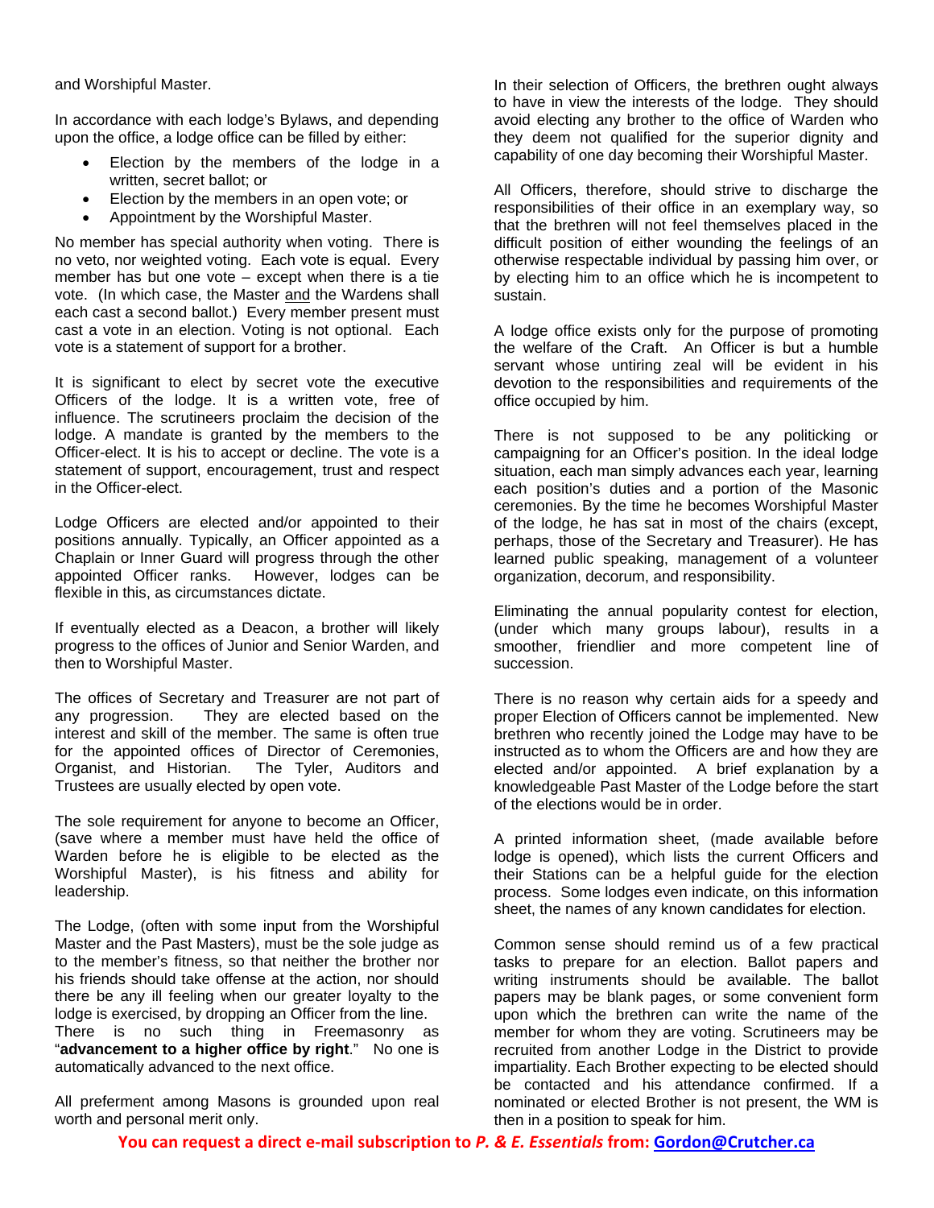and Worshipful Master.

In accordance with each lodge's Bylaws, and depending upon the office, a lodge office can be filled by either:

- Election by the members of the lodge in a written, secret ballot; or
- Election by the members in an open vote; or
- Appointment by the Worshipful Master.

No member has special authority when voting. There is no veto, nor weighted voting. Each vote is equal. Every member has but one vote – except when there is a tie vote. (In which case, the Master and the Wardens shall each cast a second ballot.) Every member present must cast a vote in an election. Voting is not optional. Each vote is a statement of support for a brother.

It is significant to elect by secret vote the executive Officers of the lodge. It is a written vote, free of influence. The scrutineers proclaim the decision of the lodge. A mandate is granted by the members to the Officer-elect. It is his to accept or decline. The vote is a statement of support, encouragement, trust and respect in the Officer-elect.

Lodge Officers are elected and/or appointed to their positions annually. Typically, an Officer appointed as a Chaplain or Inner Guard will progress through the other appointed Officer ranks. However, lodges can be flexible in this, as circumstances dictate.

If eventually elected as a Deacon, a brother will likely progress to the offices of Junior and Senior Warden, and then to Worshipful Master.

The offices of Secretary and Treasurer are not part of any progression. They are elected based on the interest and skill of the member. The same is often true for the appointed offices of Director of Ceremonies, Organist, and Historian. The Tyler, Auditors and Trustees are usually elected by open vote.

The sole requirement for anyone to become an Officer, (save where a member must have held the office of Warden before he is eligible to be elected as the Worshipful Master), is his fitness and ability for leadership.

The Lodge, (often with some input from the Worshipful Master and the Past Masters), must be the sole judge as to the member's fitness, so that neither the brother nor his friends should take offense at the action, nor should there be any ill feeling when our greater loyalty to the lodge is exercised, by dropping an Officer from the line. There is no such thing in Freemasonry as "**advancement to a higher office by right**." No one is automatically advanced to the next office.

All preferment among Masons is grounded upon real worth and personal merit only.

In their selection of Officers, the brethren ought always to have in view the interests of the lodge. They should avoid electing any brother to the office of Warden who they deem not qualified for the superior dignity and capability of one day becoming their Worshipful Master.

All Officers, therefore, should strive to discharge the responsibilities of their office in an exemplary way, so that the brethren will not feel themselves placed in the difficult position of either wounding the feelings of an otherwise respectable individual by passing him over, or by electing him to an office which he is incompetent to sustain.

A lodge office exists only for the purpose of promoting the welfare of the Craft. An Officer is but a humble servant whose untiring zeal will be evident in his devotion to the responsibilities and requirements of the office occupied by him.

There is not supposed to be any politicking or campaigning for an Officer's position. In the ideal lodge situation, each man simply advances each year, learning each position's duties and a portion of the Masonic ceremonies. By the time he becomes Worshipful Master of the lodge, he has sat in most of the chairs (except, perhaps, those of the Secretary and Treasurer). He has learned public speaking, management of a volunteer organization, decorum, and responsibility.

Eliminating the annual popularity contest for election, (under which many groups labour), results in a smoother, friendlier and more competent line of succession.

There is no reason why certain aids for a speedy and proper Election of Officers cannot be implemented. New brethren who recently joined the Lodge may have to be instructed as to whom the Officers are and how they are elected and/or appointed. A brief explanation by a knowledgeable Past Master of the Lodge before the start of the elections would be in order.

A printed information sheet, (made available before lodge is opened), which lists the current Officers and their Stations can be a helpful guide for the election process. Some lodges even indicate, on this information sheet, the names of any known candidates for election.

Common sense should remind us of a few practical tasks to prepare for an election. Ballot papers and writing instruments should be available. The ballot papers may be blank pages, or some convenient form upon which the brethren can write the name of the member for whom they are voting. Scrutineers may be recruited from another Lodge in the District to provide impartiality. Each Brother expecting to be elected should be contacted and his attendance confirmed. If a nominated or elected Brother is not present, the WM is then in a position to speak for him.

**You can request a direct e-mail subscription to *P. & E. Essentials* from: Gordon@Crutcher.ca**